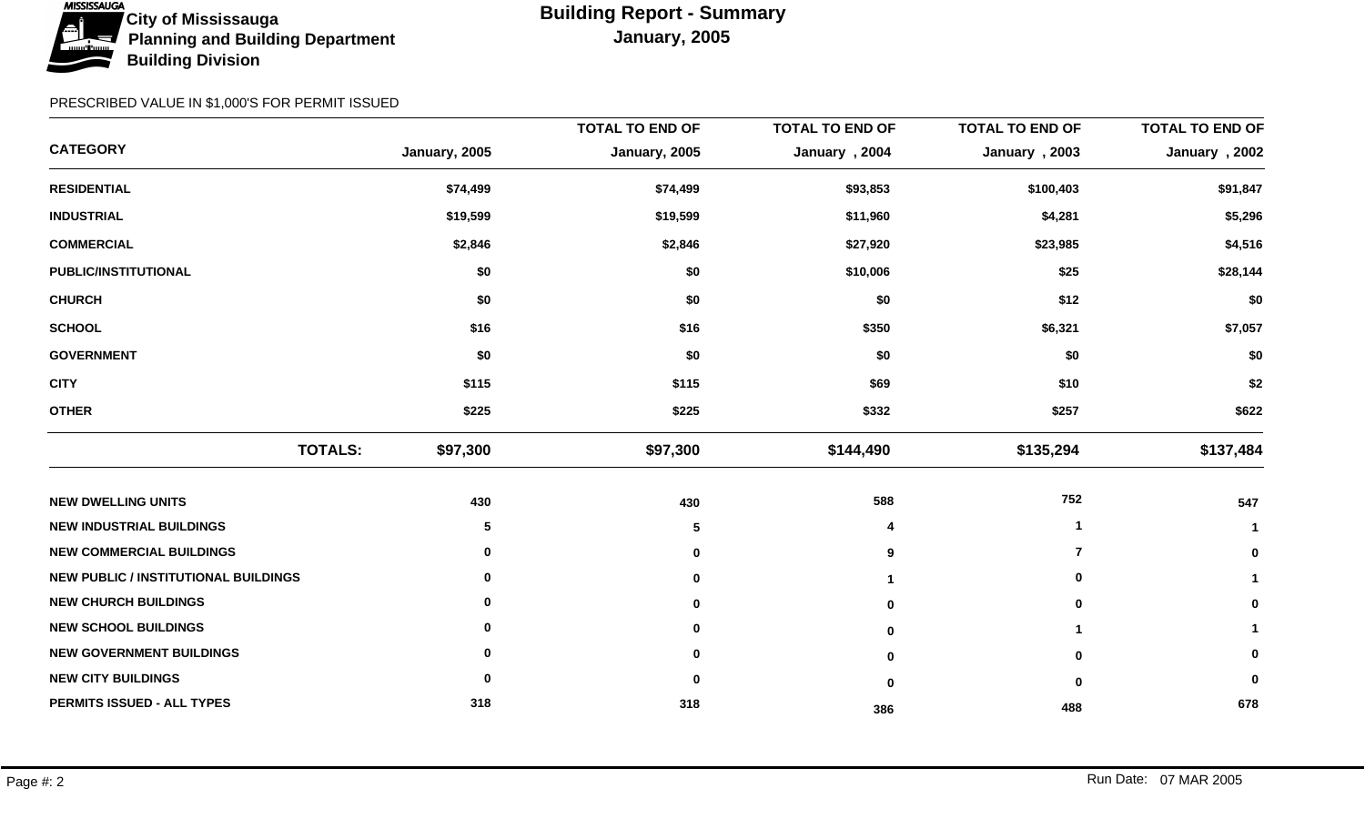City of Mississauga
Planning and Building Department
Building Division

# Building Report - Summary
## January, 2005

PRESCRIBED VALUE IN $1,000'S FOR PERMIT ISSUED

| CATEGORY | January, 2005 | TOTAL TO END OF January, 2005 | TOTAL TO END OF January , 2004 | TOTAL TO END OF January , 2003 | TOTAL TO END OF January , 2002 |
|---|---|---|---|---|---|
| **RESIDENTIAL** | $74,499 | $74,499 | $93,853 | $100,403 | $91,847 |
| **INDUSTRIAL** | $19,599 | $19,599 | $11,960 | $4,281 | $5,296 |
| **COMMERCIAL** | $2,846 | $2,846 | $27,920 | $23,985 | $4,516 |
| **PUBLIC/INSTITUTIONAL** | $0 | $0 | $10,006 | $25 | $28,144 |
| **CHURCH** | $0 | $0 | $0 | $12 | $0 |
| **SCHOOL** | $16 | $16 | $350 | $6,321 | $7,057 |
| **GOVERNMENT** | $0 | $0 | $0 | $0 | $0 |
| **CITY** | $115 | $115 | $69 | $10 | $2 |
| **OTHER** | $225 | $225 | $332 | $257 | $622 |
| **TOTALS:** | **$97,300** | **$97,300** | **$144,490** | **$135,294** | **$137,484** |
| **NEW DWELLING UNITS** | 430 | 430 | 588 | 752 | 547 |
| **NEW INDUSTRIAL BUILDINGS** | 5 | 5 | 4 | 1 | 1 |
| **NEW COMMERCIAL BUILDINGS** | 0 | 0 | 9 | 7 | 0 |
| **NEW PUBLIC / INSTITUTIONAL BUILDINGS** | 0 | 0 | 1 | 0 | 1 |
| **NEW CHURCH BUILDINGS** | 0 | 0 | 0 | 0 | 0 |
| **NEW SCHOOL BUILDINGS** | 0 | 0 | 0 | 1 | 1 |
| **NEW GOVERNMENT BUILDINGS** | 0 | 0 | 0 | 0 | 0 |
| **NEW CITY BUILDINGS** | 0 | 0 | 0 | 0 | 0 |
| **PERMITS ISSUED - ALL TYPES** | 318 | 318 | 386 | 488 | 678 |

Run Date: 07 MAR 2005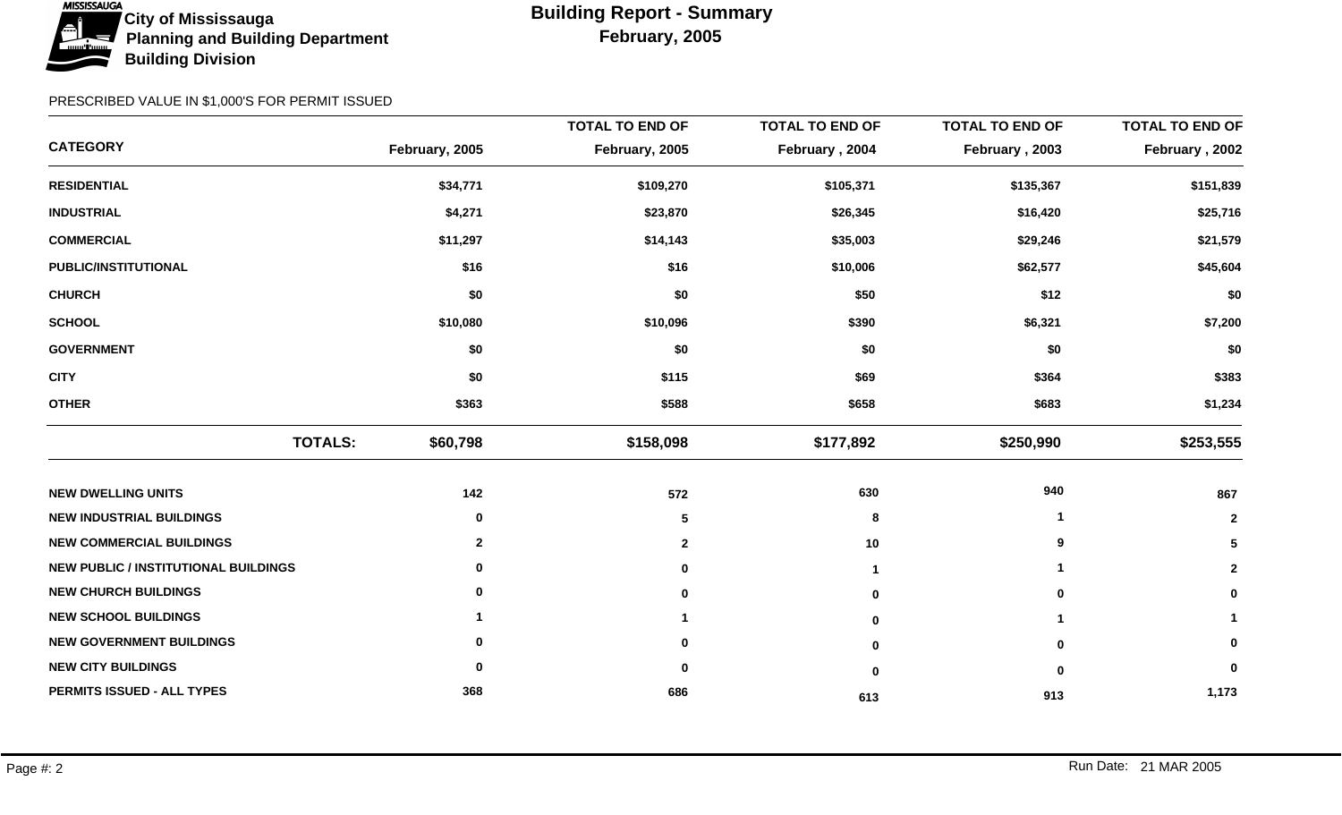City of Mississauga
Planning and Building Department
Building Division

# Building Report - Summary

## February, 2005

PRESCRIBED VALUE IN $1,000'S FOR PERMIT ISSUED

| CATEGORY | February, 2005 | TOTAL TO END OF February, 2005 | TOTAL TO END OF February , 2004 | TOTAL TO END OF February , 2003 | TOTAL TO END OF February , 2002 |
|---|---|---|---|---|---|
| RESIDENTIAL | $34,771 | $109,270 | $105,371 | $135,367 | $151,839 |
| INDUSTRIAL | $4,271 | $23,870 | $26,345 | $16,420 | $25,716 |
| COMMERCIAL | $11,297 | $14,143 | $35,003 | $29,246 | $21,579 |
| PUBLIC/INSTITUTIONAL | $16 | $16 | $10,006 | $62,577 | $45,604 |
| CHURCH | $0 | $0 | $50 | $12 | $0 |
| SCHOOL | $10,080 | $10,096 | $390 | $6,321 | $7,200 |
| GOVERNMENT | $0 | $0 | $0 | $0 | $0 |
| CITY | $0 | $115 | $69 | $364 | $383 |
| OTHER | $363 | $588 | $658 | $683 | $1,234 |
| **TOTALS:** | **$60,798** | **$158,098** | **$177,892** | **$250,990** | **$253,555** |
| NEW DWELLING UNITS | 142 | 572 | 630 | 940 | 867 |
| NEW INDUSTRIAL BUILDINGS | 0 | 5 | 8 | 1 | 2 |
| NEW COMMERCIAL BUILDINGS | 2 | 2 | 10 | 9 | 5 |
| NEW PUBLIC / INSTITUTIONAL BUILDINGS | 0 | 0 | 1 | 1 | 2 |
| NEW CHURCH BUILDINGS | 0 | 0 | 0 | 0 | 0 |
| NEW SCHOOL BUILDINGS | 1 | 1 | 0 | 1 | 1 |
| NEW GOVERNMENT BUILDINGS | 0 | 0 | 0 | 0 | 0 |
| NEW CITY BUILDINGS | 0 | 0 | 0 | 0 | 0 |
| PERMITS ISSUED - ALL TYPES | 368 | 686 | 613 | 913 | 1,173 |

Run Date: 21 MAR 2005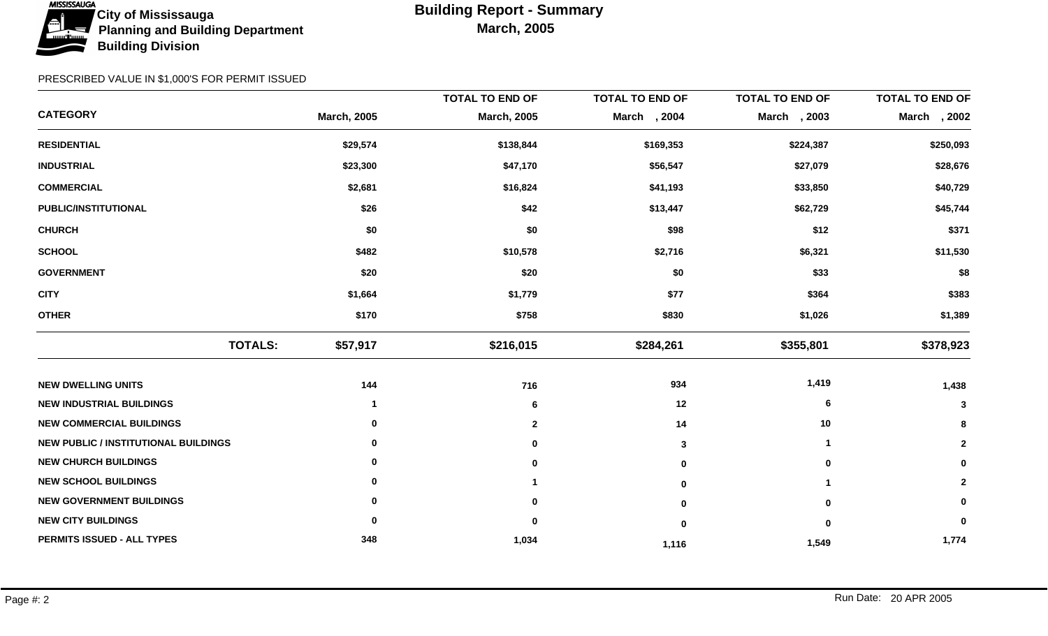City of Mississauga
Planning and Building Department
Building Division

# Building Report - Summary
## March, 2005

PRESCRIBED VALUE IN $1,000'S FOR PERMIT ISSUED

| CATEGORY | March, 2005 | TOTAL TO END OF March, 2005 | TOTAL TO END OF March , 2004 | TOTAL TO END OF March , 2003 | TOTAL TO END OF March , 2002 |
|---|---|---|---|---|---|
| **RESIDENTIAL** | $29,574 | $138,844 | $169,353 | $224,387 | $250,093 |
| **INDUSTRIAL** | $23,300 | $47,170 | $56,547 | $27,079 | $28,676 |
| **COMMERCIAL** | $2,681 | $16,824 | $41,193 | $33,850 | $40,729 |
| **PUBLIC/INSTITUTIONAL** | $26 | $42 | $13,447 | $62,729 | $45,744 |
| **CHURCH** | $0 | $0 | $98 | $12 | $371 |
| **SCHOOL** | $482 | $10,578 | $2,716 | $6,321 | $11,530 |
| **GOVERNMENT** | $20 | $20 | $0 | $33 | $8 |
| **CITY** | $1,664 | $1,779 | $77 | $364 | $383 |
| **OTHER** | $170 | $758 | $830 | $1,026 | $1,389 |
| **TOTALS:** | **$57,917** | **$216,015** | **$284,261** | **$355,801** | **$378,923** |

| CATEGORY | March, 2005 | TOTAL TO END OF March, 2005 | TOTAL TO END OF March , 2004 | TOTAL TO END OF March , 2003 | TOTAL TO END OF March , 2002 |
|---|---|---|---|---|---|
| **NEW DWELLING UNITS** | 144 | 716 | 934 | 1,419 | 1,438 |
| **NEW INDUSTRIAL BUILDINGS** | 1 | 6 | 12 | 6 | 3 |
| **NEW COMMERCIAL BUILDINGS** | 0 | 2 | 14 | 10 | 8 |
| **NEW PUBLIC / INSTITUTIONAL BUILDINGS** | 0 | 0 | 3 | 1 | 2 |
| **NEW CHURCH BUILDINGS** | 0 | 0 | 0 | 0 | 0 |
| **NEW SCHOOL BUILDINGS** | 0 | 1 | 0 | 1 | 2 |
| **NEW GOVERNMENT BUILDINGS** | 0 | 0 | 0 | 0 | 0 |
| **NEW CITY BUILDINGS** | 0 | 0 | 0 | 0 | 0 |
| **PERMITS ISSUED - ALL TYPES** | 348 | 1,034 | 1,116 | 1,549 | 1,774 |

Run Date: 20 APR 2005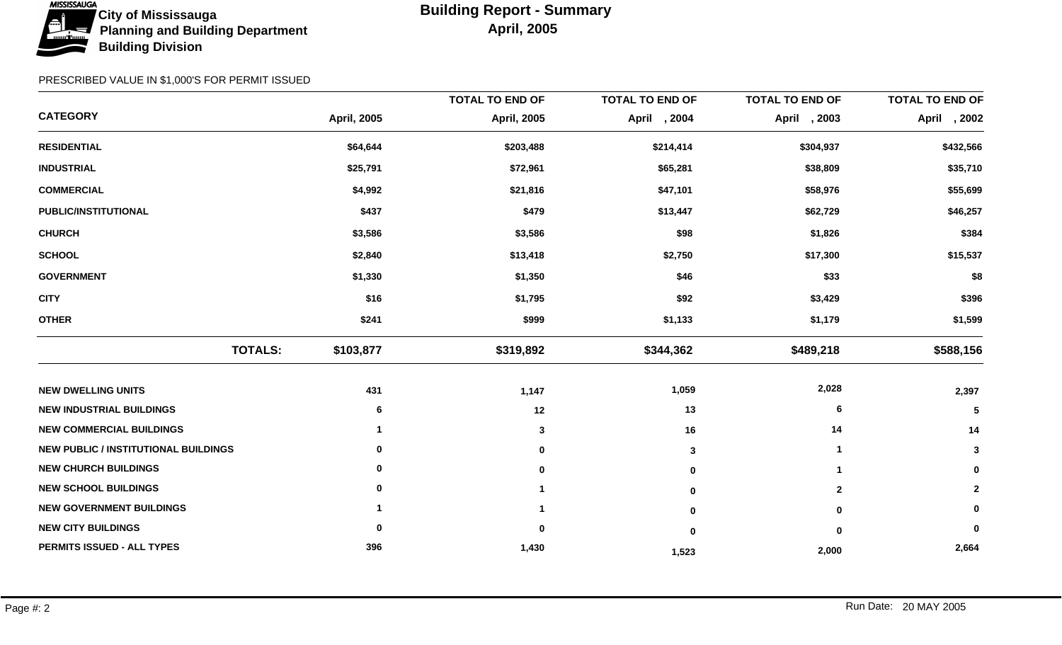City of Mississauga
Planning and Building Department
Building Division

# Building Report - Summary
## April, 2005

PRESCRIBED VALUE IN $1,000'S FOR PERMIT ISSUED

| CATEGORY | April, 2005 | TOTAL TO END OF April, 2005 | TOTAL TO END OF April , 2004 | TOTAL TO END OF April , 2003 | TOTAL TO END OF April , 2002 |
|---|---|---|---|---|---|
| **RESIDENTIAL** | $64,644 | $203,488 | $214,414 | $304,937 | $432,566 |
| **INDUSTRIAL** | $25,791 | $72,961 | $65,281 | $38,809 | $35,710 |
| **COMMERCIAL** | $4,992 | $21,816 | $47,101 | $58,976 | $55,699 |
| **PUBLIC/INSTITUTIONAL** | $437 | $479 | $13,447 | $62,729 | $46,257 |
| **CHURCH** | $3,586 | $3,586 | $98 | $1,826 | $384 |
| **SCHOOL** | $2,840 | $13,418 | $2,750 | $17,300 | $15,537 |
| **GOVERNMENT** | $1,330 | $1,350 | $46 | $33 | $8 |
| **CITY** | $16 | $1,795 | $92 | $3,429 | $396 |
| **OTHER** | $241 | $999 | $1,133 | $1,179 | $1,599 |
| **TOTALS:** | **$103,877** | **$319,892** | **$344,362** | **$489,218** | **$588,156** |

| CATEGORY | April, 2005 | TOTAL TO END OF April, 2005 | TOTAL TO END OF April , 2004 | TOTAL TO END OF April , 2003 | TOTAL TO END OF April , 2002 |
|---|---|---|---|---|---|
| **NEW DWELLING UNITS** | 431 | 1,147 | 1,059 | 2,028 | 2,397 |
| **NEW INDUSTRIAL BUILDINGS** | 6 | 12 | 13 | 6 | 5 |
| **NEW COMMERCIAL BUILDINGS** | 1 | 3 | 16 | 14 | 14 |
| **NEW PUBLIC / INSTITUTIONAL BUILDINGS** | 0 | 0 | 3 | 1 | 3 |
| **NEW CHURCH BUILDINGS** | 0 | 0 | 0 | 1 | 0 |
| **NEW SCHOOL BUILDINGS** | 0 | 1 | 0 | 2 | 2 |
| **NEW GOVERNMENT BUILDINGS** | 1 | 1 | 0 | 0 | 0 |
| **NEW CITY BUILDINGS** | 0 | 0 | 0 | 0 | 0 |
| **PERMITS ISSUED - ALL TYPES** | 396 | 1,430 | 1,523 | 2,000 | 2,664 |

Run Date: 20 MAY 2005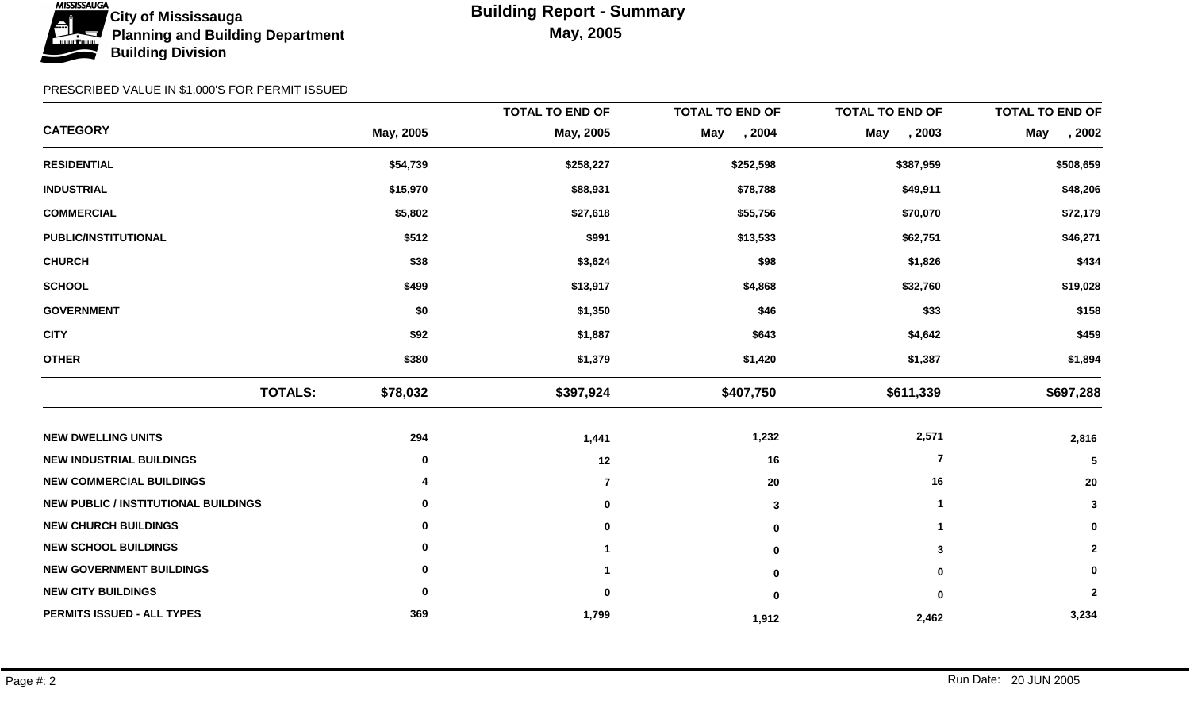**City of Mississauga**
**Planning and Building Department**
**Building Division**

# Building Report - Summary
## May, 2005

PRESCRIBED VALUE IN $1,000'S FOR PERMIT ISSUED

| CATEGORY | May, 2005 | TOTAL TO END OF May, 2005 | TOTAL TO END OF May , 2004 | TOTAL TO END OF May , 2003 | TOTAL TO END OF May , 2002 |
|---|---|---|---|---|---|
| **RESIDENTIAL** | $54,739 | $258,227 | $252,598 | $387,959 | $508,659 |
| **INDUSTRIAL** | $15,970 | $88,931 | $78,788 | $49,911 | $48,206 |
| **COMMERCIAL** | $5,802 | $27,618 | $55,756 | $70,070 | $72,179 |
| **PUBLIC/INSTITUTIONAL** | $512 | $991 | $13,533 | $62,751 | $46,271 |
| **CHURCH** | $38 | $3,624 | $98 | $1,826 | $434 |
| **SCHOOL** | $499 | $13,917 | $4,868 | $32,760 | $19,028 |
| **GOVERNMENT** | $0 | $1,350 | $46 | $33 | $158 |
| **CITY** | $92 | $1,887 | $643 | $4,642 | $459 |
| **OTHER** | $380 | $1,379 | $1,420 | $1,387 | $1,894 |
| **TOTALS:** | **$78,032** | **$397,924** | **$407,750** | **$611,339** | **$697,288** |

| CATEGORY | May, 2005 | TOTAL TO END OF May, 2005 | TOTAL TO END OF May , 2004 | TOTAL TO END OF May , 2003 | TOTAL TO END OF May , 2002 |
|---|---|---|---|---|---|
| **NEW DWELLING UNITS** | 294 | 1,441 | 1,232 | 2,571 | 2,816 |
| **NEW INDUSTRIAL BUILDINGS** | 0 | 12 | 16 | 7 | 5 |
| **NEW COMMERCIAL BUILDINGS** | 4 | 7 | 20 | 16 | 20 |
| **NEW PUBLIC / INSTITUTIONAL BUILDINGS** | 0 | 0 | 3 | 1 | 3 |
| **NEW CHURCH BUILDINGS** | 0 | 0 | 0 | 1 | 0 |
| **NEW SCHOOL BUILDINGS** | 0 | 1 | 0 | 3 | 2 |
| **NEW GOVERNMENT BUILDINGS** | 0 | 1 | 0 | 0 | 0 |
| **NEW CITY BUILDINGS** | 0 | 0 | 0 | 0 | 2 |
| **PERMITS ISSUED - ALL TYPES** | 369 | 1,799 | 1,912 | 2,462 | 3,234 |

Run Date: 20 JUN 2005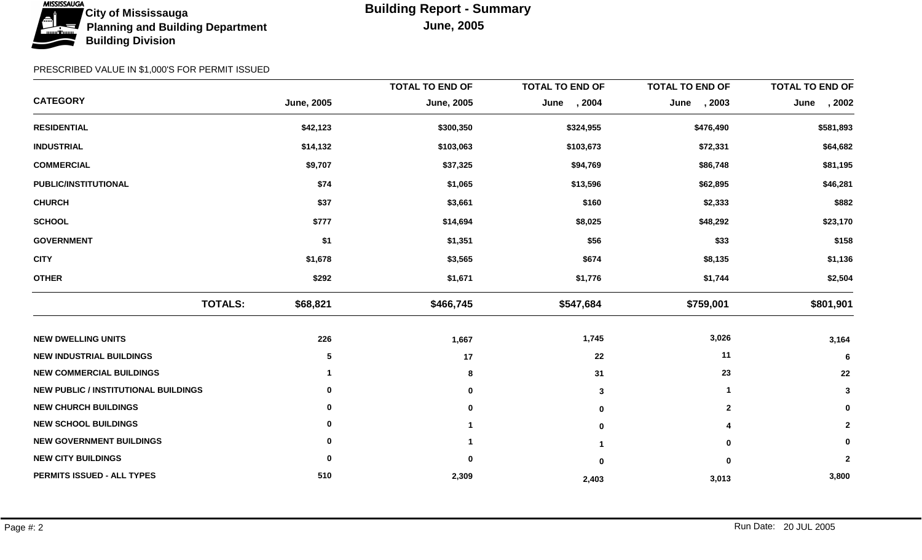City of Mississauga
Planning and Building Department
Building Division

# Building Report - Summary

## June, 2005

PRESCRIBED VALUE IN $1,000'S FOR PERMIT ISSUED

| CATEGORY | June, 2005 | TOTAL TO END OF June, 2005 | TOTAL TO END OF June , 2004 | TOTAL TO END OF June , 2003 | TOTAL TO END OF June , 2002 |
|---|---|---|---|---|---|
| RESIDENTIAL | $42,123 | $300,350 | $324,955 | $476,490 | $581,893 |
| INDUSTRIAL | $14,132 | $103,063 | $103,673 | $72,331 | $64,682 |
| COMMERCIAL | $9,707 | $37,325 | $94,769 | $86,748 | $81,195 |
| PUBLIC/INSTITUTIONAL | $74 | $1,065 | $13,596 | $62,895 | $46,281 |
| CHURCH | $37 | $3,661 | $160 | $2,333 | $882 |
| SCHOOL | $777 | $14,694 | $8,025 | $48,292 | $23,170 |
| GOVERNMENT | $1 | $1,351 | $56 | $33 | $158 |
| CITY | $1,678 | $3,565 | $674 | $8,135 | $1,136 |
| OTHER | $292 | $1,671 | $1,776 | $1,744 | $2,504 |
| **TOTALS:** | **$68,821** | **$466,745** | **$547,684** | **$759,001** | **$801,901** |
| NEW DWELLING UNITS | 226 | 1,667 | 1,745 | 3,026 | 3,164 |
| NEW INDUSTRIAL BUILDINGS | 5 | 17 | 22 | 11 | 6 |
| NEW COMMERCIAL BUILDINGS | 1 | 8 | 31 | 23 | 22 |
| NEW PUBLIC / INSTITUTIONAL BUILDINGS | 0 | 0 | 3 | 1 | 3 |
| NEW CHURCH BUILDINGS | 0 | 0 | 0 | 2 | 0 |
| NEW SCHOOL BUILDINGS | 0 | 1 | 0 | 4 | 2 |
| NEW GOVERNMENT BUILDINGS | 0 | 1 | 1 | 0 | 0 |
| NEW CITY BUILDINGS | 0 | 0 | 0 | 0 | 2 |
| PERMITS ISSUED - ALL TYPES | 510 | 2,309 | 2,403 | 3,013 | 3,800 |

Run Date: 20 JUL 2005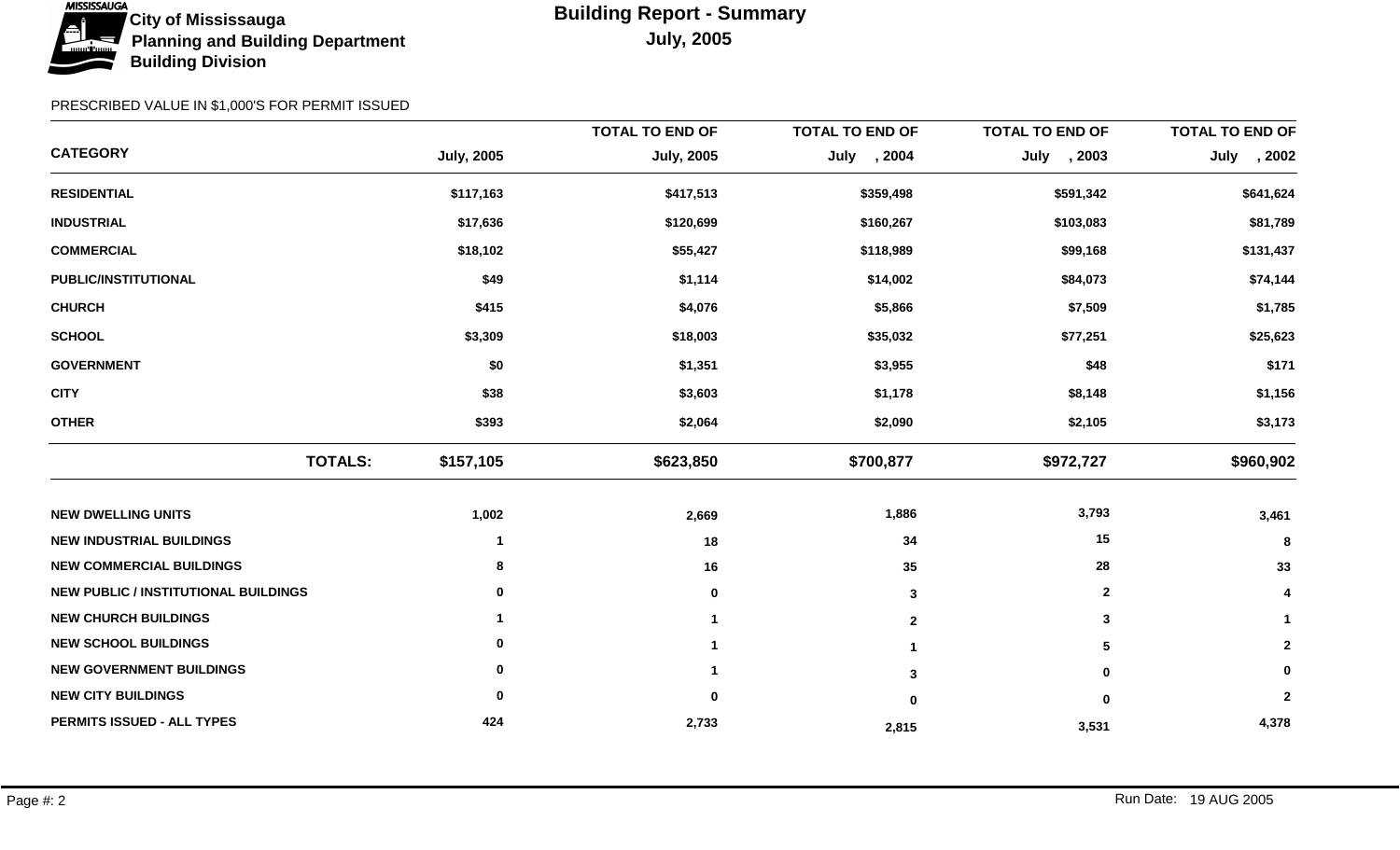City of Mississauga
Planning and Building Department
Building Division

# Building Report - Summary

## July, 2005

PRESCRIBED VALUE IN $1,000'S FOR PERMIT ISSUED

| CATEGORY | July, 2005 | TOTAL TO END OF July, 2005 | TOTAL TO END OF July , 2004 | TOTAL TO END OF July , 2003 | TOTAL TO END OF July , 2002 |
|---|---|---|---|---|---|
| RESIDENTIAL | $117,163 | $417,513 | $359,498 | $591,342 | $641,624 |
| INDUSTRIAL | $17,636 | $120,699 | $160,267 | $103,083 | $81,789 |
| COMMERCIAL | $18,102 | $55,427 | $118,989 | $99,168 | $131,437 |
| PUBLIC/INSTITUTIONAL | $49 | $1,114 | $14,002 | $84,073 | $74,144 |
| CHURCH | $415 | $4,076 | $5,866 | $7,509 | $1,785 |
| SCHOOL | $3,309 | $18,003 | $35,032 | $77,251 | $25,623 |
| GOVERNMENT | $0 | $1,351 | $3,955 | $48 | $171 |
| CITY | $38 | $3,603 | $1,178 | $8,148 | $1,156 |
| OTHER | $393 | $2,064 | $2,090 | $2,105 | $3,173 |
| **TOTALS:** | **$157,105** | **$623,850** | **$700,877** | **$972,727** | **$960,902** |
| NEW DWELLING UNITS | 1,002 | 2,669 | 1,886 | 3,793 | 3,461 |
| NEW INDUSTRIAL BUILDINGS | 1 | 18 | 34 | 15 | 8 |
| NEW COMMERCIAL BUILDINGS | 8 | 16 | 35 | 28 | 33 |
| NEW PUBLIC / INSTITUTIONAL BUILDINGS | 0 | 0 | 3 | 2 | 4 |
| NEW CHURCH BUILDINGS | 1 | 1 | 2 | 3 | 1 |
| NEW SCHOOL BUILDINGS | 0 | 1 | 1 | 5 | 2 |
| NEW GOVERNMENT BUILDINGS | 0 | 1 | 3 | 0 | 0 |
| NEW CITY BUILDINGS | 0 | 0 | 0 | 0 | 2 |
| PERMITS ISSUED - ALL TYPES | 424 | 2,733 | 2,815 | 3,531 | 4,378 |

Run Date: 19 AUG 2005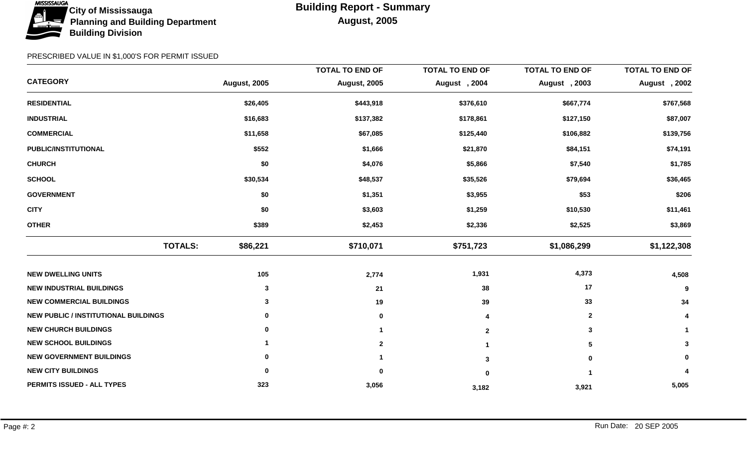City of Mississauga
Planning and Building Department
Building Division

# Building Report - Summary
## August, 2005

PRESCRIBED VALUE IN $1,000'S FOR PERMIT ISSUED

| CATEGORY | August, 2005 | TOTAL TO END OF August, 2005 | TOTAL TO END OF August , 2004 | TOTAL TO END OF August , 2003 | TOTAL TO END OF August , 2002 |
|---|---|---|---|---|---|
| **RESIDENTIAL** | $26,405 | $443,918 | $376,610 | $667,774 | $767,568 |
| **INDUSTRIAL** | $16,683 | $137,382 | $178,861 | $127,150 | $87,007 |
| **COMMERCIAL** | $11,658 | $67,085 | $125,440 | $106,882 | $139,756 |
| **PUBLIC/INSTITUTIONAL** | $552 | $1,666 | $21,870 | $84,151 | $74,191 |
| **CHURCH** | $0 | $4,076 | $5,866 | $7,540 | $1,785 |
| **SCHOOL** | $30,534 | $48,537 | $35,526 | $79,694 | $36,465 |
| **GOVERNMENT** | $0 | $1,351 | $3,955 | $53 | $206 |
| **CITY** | $0 | $3,603 | $1,259 | $10,530 | $11,461 |
| **OTHER** | $389 | $2,453 | $2,336 | $2,525 | $3,869 |
| **TOTALS:** | **$86,221** | **$710,071** | **$751,723** | **$1,086,299** | **$1,122,308** |
| **NEW DWELLING UNITS** | 105 | 2,774 | 1,931 | 4,373 | 4,508 |
| **NEW INDUSTRIAL BUILDINGS** | 3 | 21 | 38 | 17 | 9 |
| **NEW COMMERCIAL BUILDINGS** | 3 | 19 | 39 | 33 | 34 |
| **NEW PUBLIC / INSTITUTIONAL BUILDINGS** | 0 | 0 | 4 | 2 | 4 |
| **NEW CHURCH BUILDINGS** | 0 | 1 | 2 | 3 | 1 |
| **NEW SCHOOL BUILDINGS** | 1 | 2 | 1 | 5 | 3 |
| **NEW GOVERNMENT BUILDINGS** | 0 | 1 | 3 | 0 | 0 |
| **NEW CITY BUILDINGS** | 0 | 0 | 0 | 1 | 4 |
| **PERMITS ISSUED - ALL TYPES** | 323 | 3,056 | 3,182 | 3,921 | 5,005 |

Run Date: 20 SEP 2005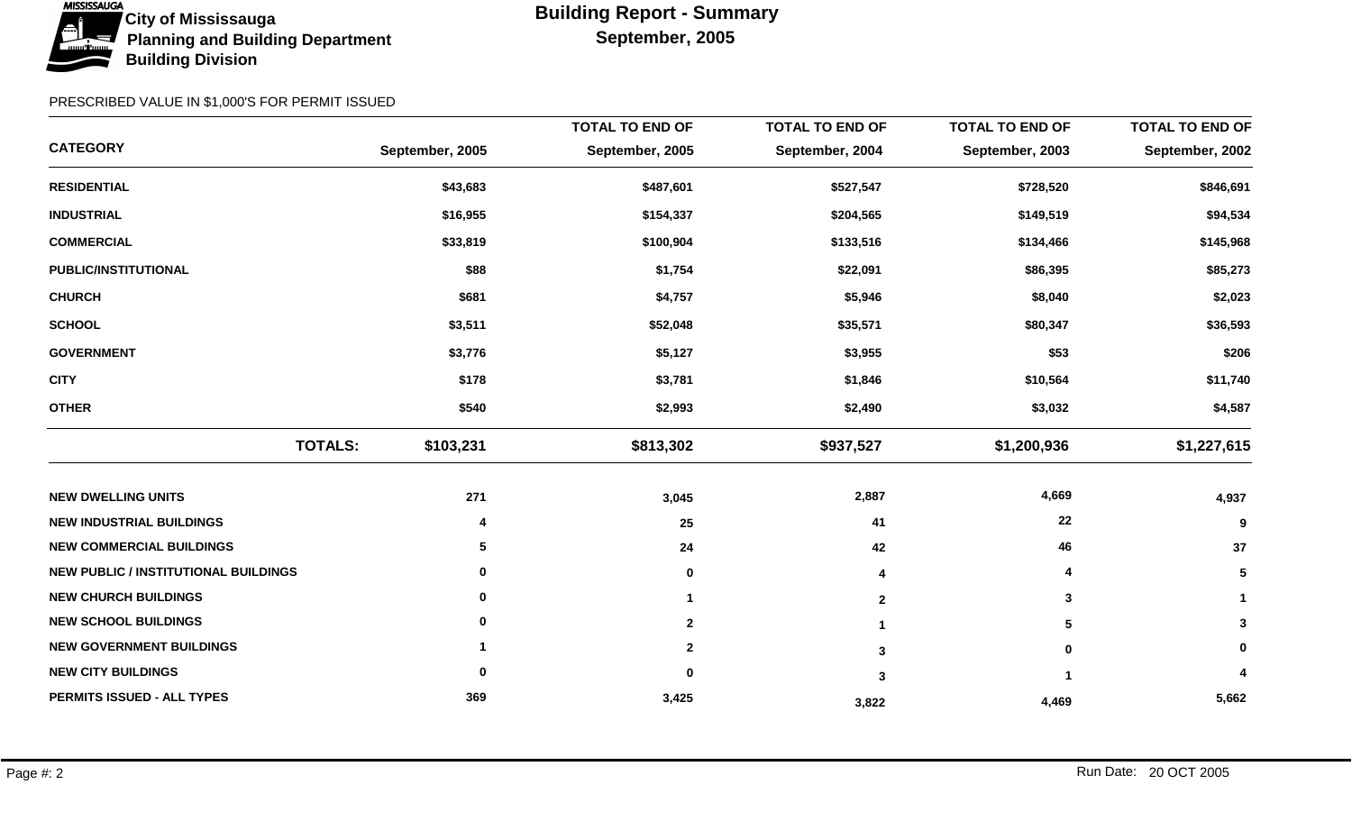**City of Mississauga**
**Planning and Building Department**
**Building Division**

# Building Report - Summary
## September, 2005

PRESCRIBED VALUE IN $1,000'S FOR PERMIT ISSUED

| CATEGORY | September, 2005 | TOTAL TO END OF September, 2005 | TOTAL TO END OF September, 2004 | TOTAL TO END OF September, 2003 | TOTAL TO END OF September, 2002 |
|---|---|---|---|---|---|
| **RESIDENTIAL** | $43,683 | $487,601 | $527,547 | $728,520 | $846,691 |
| **INDUSTRIAL** | $16,955 | $154,337 | $204,565 | $149,519 | $94,534 |
| **COMMERCIAL** | $33,819 | $100,904 | $133,516 | $134,466 | $145,968 |
| **PUBLIC/INSTITUTIONAL** | $88 | $1,754 | $22,091 | $86,395 | $85,273 |
| **CHURCH** | $681 | $4,757 | $5,946 | $8,040 | $2,023 |
| **SCHOOL** | $3,511 | $52,048 | $35,571 | $80,347 | $36,593 |
| **GOVERNMENT** | $3,776 | $5,127 | $3,955 | $53 | $206 |
| **CITY** | $178 | $3,781 | $1,846 | $10,564 | $11,740 |
| **OTHER** | $540 | $2,993 | $2,490 | $3,032 | $4,587 |
| **TOTALS:** | **$103,231** | **$813,302** | **$937,527** | **$1,200,936** | **$1,227,615** |
| **NEW DWELLING UNITS** | 271 | 3,045 | 2,887 | 4,669 | 4,937 |
| **NEW INDUSTRIAL BUILDINGS** | 4 | 25 | 41 | 22 | 9 |
| **NEW COMMERCIAL BUILDINGS** | 5 | 24 | 42 | 46 | 37 |
| **NEW PUBLIC / INSTITUTIONAL BUILDINGS** | 0 | 0 | 4 | 4 | 5 |
| **NEW CHURCH BUILDINGS** | 0 | 1 | 2 | 3 | 1 |
| **NEW SCHOOL BUILDINGS** | 0 | 2 | 1 | 5 | 3 |
| **NEW GOVERNMENT BUILDINGS** | 1 | 2 | 3 | 0 | 0 |
| **NEW CITY BUILDINGS** | 0 | 0 | 3 | 1 | 4 |
| **PERMITS ISSUED - ALL TYPES** | 369 | 3,425 | 3,822 | 4,469 | 5,662 |

Run Date: 20 OCT 2005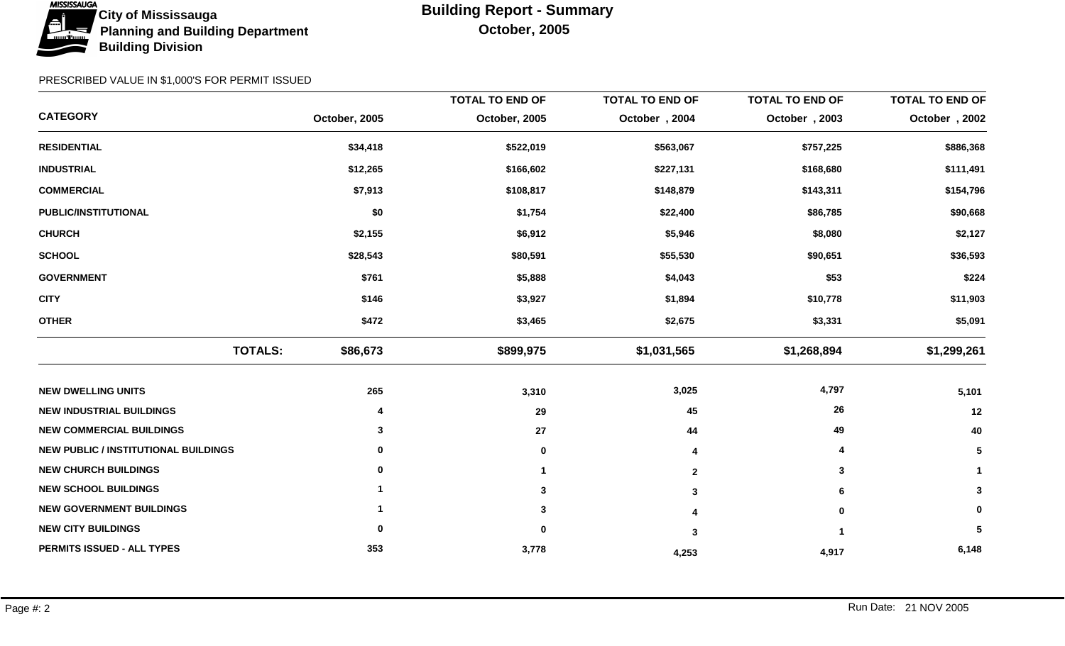City of Mississauga
Planning and Building Department
Building Division

# Building Report - Summary

**October, 2005**

PRESCRIBED VALUE IN $1,000'S FOR PERMIT ISSUED

| CATEGORY | October, 2005 | TOTAL TO END OF October, 2005 | TOTAL TO END OF October , 2004 | TOTAL TO END OF October , 2003 | TOTAL TO END OF October , 2002 |
|---|---|---|---|---|---|
| RESIDENTIAL | $34,418 | $522,019 | $563,067 | $757,225 | $886,368 |
| INDUSTRIAL | $12,265 | $166,602 | $227,131 | $168,680 | $111,491 |
| COMMERCIAL | $7,913 | $108,817 | $148,879 | $143,311 | $154,796 |
| PUBLIC/INSTITUTIONAL | $0 | $1,754 | $22,400 | $86,785 | $90,668 |
| CHURCH | $2,155 | $6,912 | $5,946 | $8,080 | $2,127 |
| SCHOOL | $28,543 | $80,591 | $55,530 | $90,651 | $36,593 |
| GOVERNMENT | $761 | $5,888 | $4,043 | $53 | $224 |
| CITY | $146 | $3,927 | $1,894 | $10,778 | $11,903 |
| OTHER | $472 | $3,465 | $2,675 | $3,331 | $5,091 |
| **TOTALS:** | **$86,673** | **$899,975** | **$1,031,565** | **$1,268,894** | **$1,299,261** |
| NEW DWELLING UNITS | 265 | 3,310 | 3,025 | 4,797 | 5,101 |
| NEW INDUSTRIAL BUILDINGS | 4 | 29 | 45 | 26 | 12 |
| NEW COMMERCIAL BUILDINGS | 3 | 27 | 44 | 49 | 40 |
| NEW PUBLIC / INSTITUTIONAL BUILDINGS | 0 | 0 | 4 | 4 | 5 |
| NEW CHURCH BUILDINGS | 0 | 1 | 2 | 3 | 1 |
| NEW SCHOOL BUILDINGS | 1 | 3 | 3 | 6 | 3 |
| NEW GOVERNMENT BUILDINGS | 1 | 3 | 4 | 0 | 0 |
| NEW CITY BUILDINGS | 0 | 0 | 3 | 1 | 5 |
| PERMITS ISSUED - ALL TYPES | 353 | 3,778 | 4,253 | 4,917 | 6,148 |

Run Date: 21 NOV 2005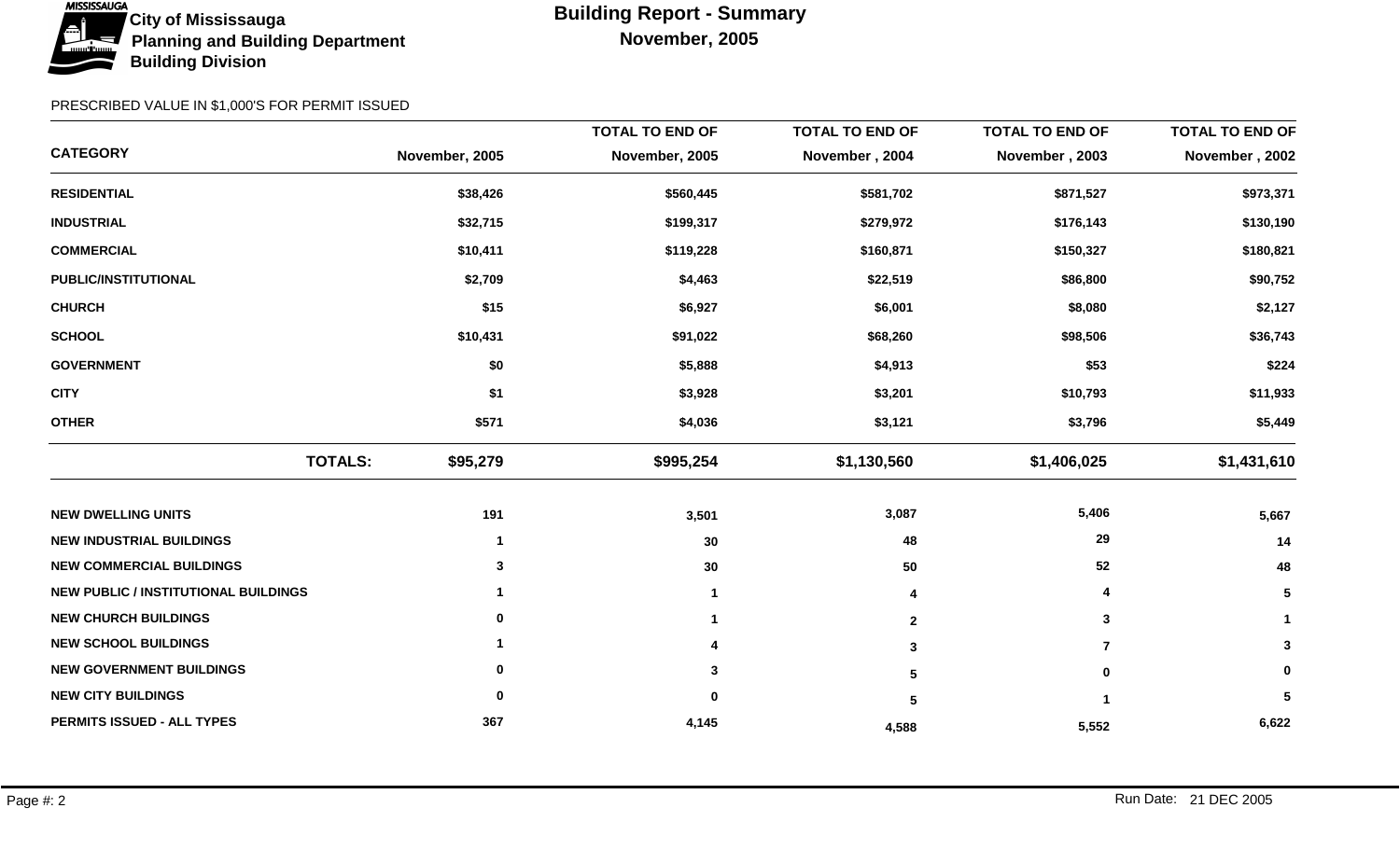City of Mississauga
Planning and Building Department
Building Division

# Building Report - Summary

## November, 2005

PRESCRIBED VALUE IN $1,000'S FOR PERMIT ISSUED

| CATEGORY | November, 2005 | TOTAL TO END OF November, 2005 | TOTAL TO END OF November , 2004 | TOTAL TO END OF November , 2003 | TOTAL TO END OF November , 2002 |
|---|---|---|---|---|---|
| RESIDENTIAL | $38,426 | $560,445 | $581,702 | $871,527 | $973,371 |
| INDUSTRIAL | $32,715 | $199,317 | $279,972 | $176,143 | $130,190 |
| COMMERCIAL | $10,411 | $119,228 | $160,871 | $150,327 | $180,821 |
| PUBLIC/INSTITUTIONAL | $2,709 | $4,463 | $22,519 | $86,800 | $90,752 |
| CHURCH | $15 | $6,927 | $6,001 | $8,080 | $2,127 |
| SCHOOL | $10,431 | $91,022 | $68,260 | $98,506 | $36,743 |
| GOVERNMENT | $0 | $5,888 | $4,913 | $53 | $224 |
| CITY | $1 | $3,928 | $3,201 | $10,793 | $11,933 |
| OTHER | $571 | $4,036 | $3,121 | $3,796 | $5,449 |
| **TOTALS:** | **$95,279** | **$995,254** | **$1,130,560** | **$1,406,025** | **$1,431,610** |
| NEW DWELLING UNITS | 191 | 3,501 | 3,087 | 5,406 | 5,667 |
| NEW INDUSTRIAL BUILDINGS | 1 | 30 | 48 | 29 | 14 |
| NEW COMMERCIAL BUILDINGS | 3 | 30 | 50 | 52 | 48 |
| NEW PUBLIC / INSTITUTIONAL BUILDINGS | 1 | 1 | 4 | 4 | 5 |
| NEW CHURCH BUILDINGS | 0 | 1 | 2 | 3 | 1 |
| NEW SCHOOL BUILDINGS | 1 | 4 | 3 | 7 | 3 |
| NEW GOVERNMENT BUILDINGS | 0 | 3 | 5 | 0 | 0 |
| NEW CITY BUILDINGS | 0 | 0 | 5 | 1 | 5 |
| PERMITS ISSUED - ALL TYPES | 367 | 4,145 | 4,588 | 5,552 | 6,622 |

Run Date: 21 DEC 2005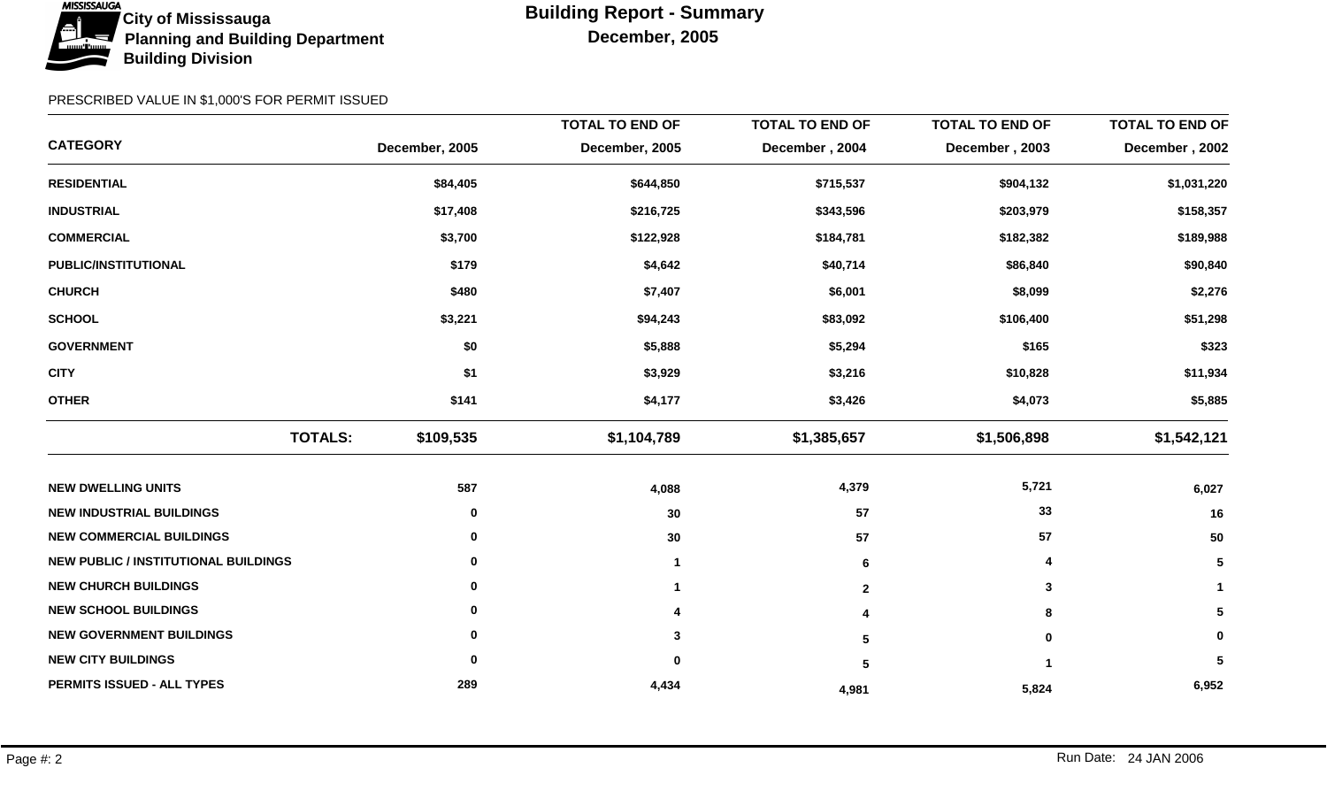City of Mississauga
Planning and Building Department
Building Division

# Building Report - Summary
## December, 2005

PRESCRIBED VALUE IN $1,000'S FOR PERMIT ISSUED

| CATEGORY | December, 2005 | TOTAL TO END OF December, 2005 | TOTAL TO END OF December , 2004 | TOTAL TO END OF December , 2003 | TOTAL TO END OF December , 2002 |
|---|---|---|---|---|---|
| RESIDENTIAL | $84,405 | $644,850 | $715,537 | $904,132 | $1,031,220 |
| INDUSTRIAL | $17,408 | $216,725 | $343,596 | $203,979 | $158,357 |
| COMMERCIAL | $3,700 | $122,928 | $184,781 | $182,382 | $189,988 |
| PUBLIC/INSTITUTIONAL | $179 | $4,642 | $40,714 | $86,840 | $90,840 |
| CHURCH | $480 | $7,407 | $6,001 | $8,099 | $2,276 |
| SCHOOL | $3,221 | $94,243 | $83,092 | $106,400 | $51,298 |
| GOVERNMENT | $0 | $5,888 | $5,294 | $165 | $323 |
| CITY | $1 | $3,929 | $3,216 | $10,828 | $11,934 |
| OTHER | $141 | $4,177 | $3,426 | $4,073 | $5,885 |
| **TOTALS:** | **$109,535** | **$1,104,789** | **$1,385,657** | **$1,506,898** | **$1,542,121** |
| NEW DWELLING UNITS | 587 | 4,088 | 4,379 | 5,721 | 6,027 |
| NEW INDUSTRIAL BUILDINGS | 0 | 30 | 57 | 33 | 16 |
| NEW COMMERCIAL BUILDINGS | 0 | 30 | 57 | 57 | 50 |
| NEW PUBLIC / INSTITUTIONAL BUILDINGS | 0 | 1 | 6 | 4 | 5 |
| NEW CHURCH BUILDINGS | 0 | 1 | 2 | 3 | 1 |
| NEW SCHOOL BUILDINGS | 0 | 4 | 4 | 8 | 5 |
| NEW GOVERNMENT BUILDINGS | 0 | 3 | 5 | 0 | 0 |
| NEW CITY BUILDINGS | 0 | 0 | 5 | 1 | 5 |
| PERMITS ISSUED - ALL TYPES | 289 | 4,434 | 4,981 | 5,824 | 6,952 |

Run Date: 24 JAN 2006